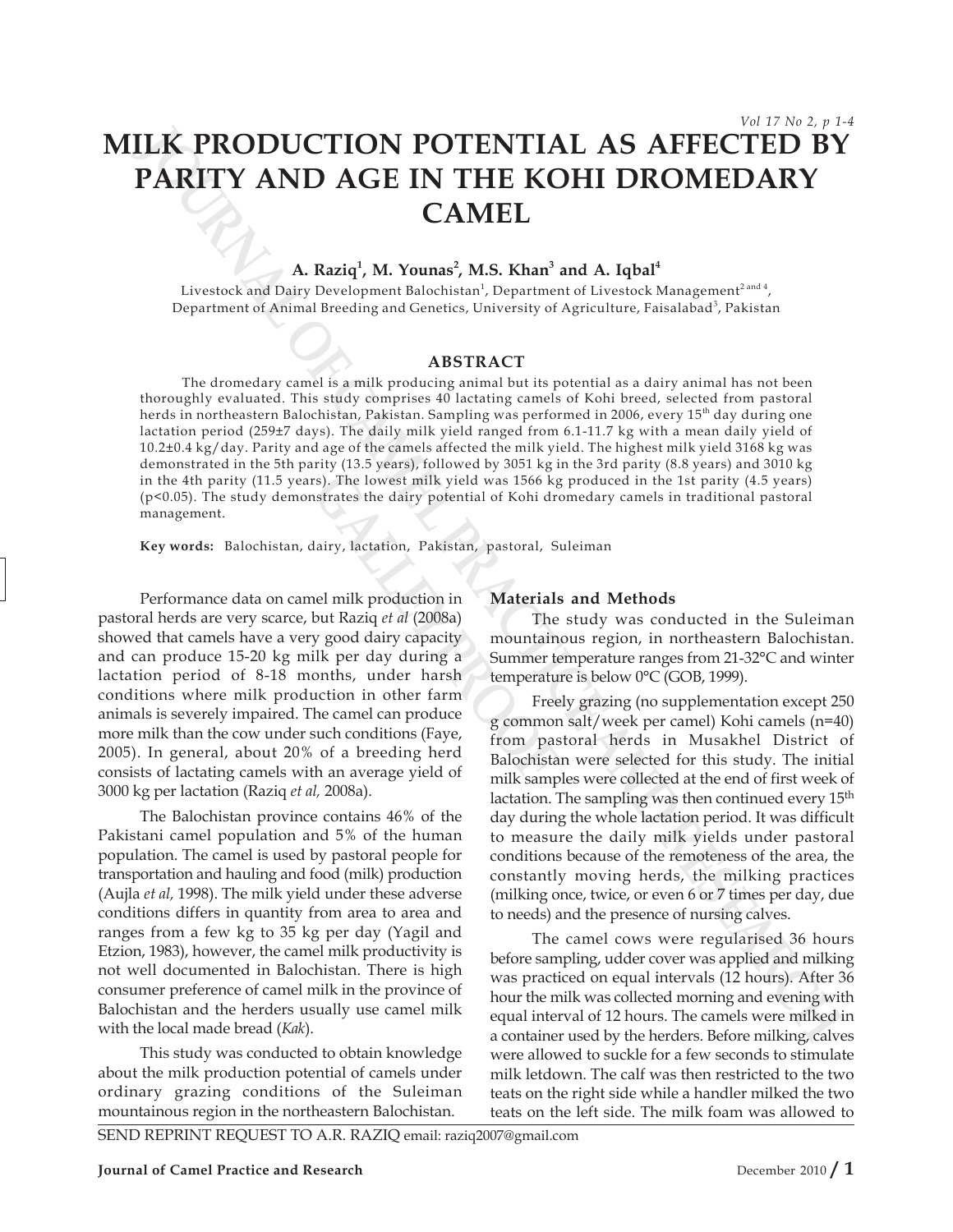# MILK PRODUCTION POTENTIAL AS AFFECTED BY PARITY AND AGE IN THE KOHI DROMEDARY CAMEL

**A. Raziq[1], M. Younas[2], M.S. Khan[3] and A. Iqbal[4]**

Livestock and Dairy Development Balochistan[1], Department of Livestock Management[2 and 4], Department of Animal Breeding and Genetics, University of Agriculture, Faisalabad[3], Pakistan

## ABSTRACT

The dromedary camel is a milk producing animal but its potential as a dairy animal has not been thoroughly evaluated. This study comprises 40 lactating camels of Kohi breed, selected from pastoral herds in northeastern Balochistan, Pakistan. Sampling was performed in 2006, every 15th day during one lactation period (259±7 days). The daily milk yield ranged from 6.1-11.7 kg with a mean daily yield of 10.2±0.4 kg/day. Parity and age of the camels affected the milk yield. The highest milk yield 3168 kg was demonstrated in the 5th parity (13.5 years), followed by 3051 kg in the 3rd parity (8.8 years) and 3010 kg in the 4th parity (11.5 years). The lowest milk yield was 1566 kg produced in the 1st parity (4.5 years) ($p<0.05$). The study demonstrates the dairy potential of Kohi dromedary camels in traditional pastoral management.

**Key words:** Balochistan, dairy, lactation, Pakistan, pastoral, Suleiman

Performance data on camel milk production in pastoral herds are very scarce, but Raziq *et al* (2008a) showed that camels have a very good dairy capacity and can produce 15-20 kg milk per day during a lactation period of 8-18 months, under harsh conditions where milk production in other farm animals is severely impaired. The camel can produce more milk than the cow under such conditions (Faye, 2005). In general, about 20% of a breeding herd consists of lactating camels with an average yield of 3000 kg per lactation (Raziq *et al,* 2008a).

The Balochistan province contains 46% of the Pakistani camel population and 5% of the human population. The camel is used by pastoral people for transportation and hauling and food (milk) production (Aujla *et al,* 1998). The milk yield under these adverse conditions differs in quantity from area to area and ranges from a few kg to 35 kg per day (Yagil and Etzion, 1983), however, the camel milk productivity is not well documented in Balochistan. There is high consumer preference of camel milk in the province of Balochistan and the herders usually use camel milk with the local made bread (*Kak*).

This study was conducted to obtain knowledge about the milk production potential of camels under ordinary grazing conditions of the Suleiman mountainous region in the northeastern Balochistan.

### Materials and Methods

The study was conducted in the Suleiman mountainous region, in northeastern Balochistan. Summer temperature ranges from 21-32°C and winter temperature is below 0°C (GOB, 1999).

Freely grazing (no supplementation except 250 g common salt/week per camel) Kohi camels (n=40) from pastoral herds in Musakhel District of Balochistan were selected for this study. The initial milk samples were collected at the end of first week of lactation. The sampling was then continued every 15th day during the whole lactation period. It was difficult to measure the daily milk yields under pastoral conditions because of the remoteness of the area, the constantly moving herds, the milking practices (milking once, twice, or even 6 or 7 times per day, due to needs) and the presence of nursing calves.

The camel cows were regularised 36 hours before sampling, udder cover was applied and milking was practiced on equal intervals (12 hours). After 36 hour the milk was collected morning and evening with equal interval of 12 hours. The camels were milked in a container used by the herders. Before milking, calves were allowed to suckle for a few seconds to stimulate milk letdown. The calf was then restricted to the two teats on the right side while a handler milked the two teats on the left side. The milk foam was allowed to

SEND REPRINT REQUEST TO A.R. RAZIQ email: raziq2007@gmail.com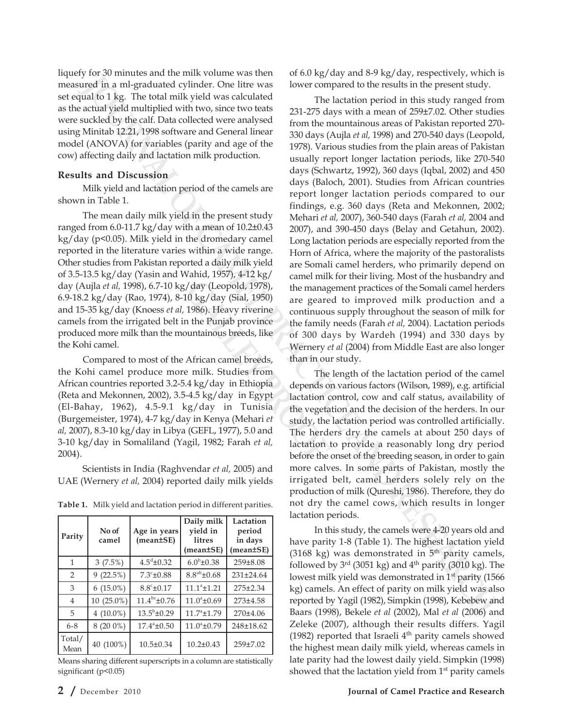liquefy for 30 minutes and the milk volume was then measured in a ml-graduated cylinder. One litre was set equal to 1 kg. The total milk yield was calculated as the actual yield multiplied with two, since two teats were suckled by the calf. Data collected were analysed using Minitab 12.21, 1998 software and General linear model (ANOVA) for variables (parity and age of the cow) affecting daily and lactation milk production.

## Results and Discussion

Milk yield and lactation period of the camels are shown in Table 1.

The mean daily milk yield in the present study ranged from 6.0-11.7 kg/day with a mean of 10.2±0.43 kg/day ($p<0.05$). Milk yield in the dromedary camel reported in the literature varies within a wide range. Other studies from Pakistan reported a daily milk yield of 3.5-13.5 kg/day (Yasin and Wahid, 1957), 4-12 kg/day (Aujla *et al,* 1998), 6.7-10 kg/day (Leopold, 1978), 6.9-18.2 kg/day (Rao, 1974), 8-10 kg/day (Sial, 1950) and 15-35 kg/day (Knoess *et al,* 1986). Heavy riverine camels from the irrigated belt in the Punjab province produced more milk than the mountainous breeds, like the Kohi camel.

Compared to most of the African camel breeds, the Kohi camel produce more milk. Studies from African countries reported 3.2-5.4 kg/day in Ethiopia (Reta and Mekonnen, 2002), 3.5-4.5 kg/day in Egypt (El-Bahay, 1962), 4.5-9.1 kg/day in Tunisia (Burgemeister, 1974), 4-7 kg/day in Kenya (Mehari *et al,* 2007), 8.3-10 kg/day in Libya (GEFL, 1977), 5.0 and 3-10 kg/day in Somaliland (Yagil, 1982; Farah *et al,* 2004).

Scientists in India (Raghvendar *et al,* 2005) and UAE (Wernery *et al,* 2004) reported daily milk yields of 6.0 kg/day and 8-9 kg/day, respectively, which is lower compared to the results in the present study.

**Table 1.** Milk yield and lactation period in different parities.

| Parity | No of camel | Age in years (mean±SE) | Daily milk yield in litres (mean±SE) | Lactation period in days (mean±SE) |
|---|---|---|---|---|
| 1 | 3 (7.5%) | $4.5^{d}$±0.32 | $6.0^{b}$±0.38 | 259±8.08 |
| 2 | 9 (22.5%) | $7.3^{c}$±0.88 | $8.8^{ab}$±0.68 | 231±24.64 |
| 3 | 6 (15.0%) | $8.8^{c}$±0.17 | $11.1^{a}$±1.21 | 275±2.34 |
| 4 | 10 (25.0%) | $11.4^{bc}$±0.76 | $11.0^{a}$±0.69 | 273±4.58 |
| 5 | 4 (10.0%) | $13.5^{b}$±0.29 | $11.7^{a}$±1.79 | 270±4.06 |
| 6-8 | 8 (20 0%) | $17.4^{a}$±0.50 | $11.0^{a}$±0.79 | 248±18.62 |
| Total/ Mean | 40 (100%) | 10.5±0.34 | 10.2±0.43 | 259±7.02 |

Means sharing different superscripts in a column are statistically significant ($p<0.05$)

The lactation period in this study ranged from 231-275 days with a mean of 259±7.02. Other studies from the mountainous areas of Pakistan reported 270-330 days (Aujla *et al,* 1998) and 270-540 days (Leopold, 1978). Various studies from the plain areas of Pakistan usually report longer lactation periods, like 270-540 days (Schwartz, 1992), 360 days (Iqbal, 2002) and 450 days (Baloch, 2001). Studies from African countries report longer lactation periods compared to our findings, e.g. 360 days (Reta and Mekonnen, 2002; Mehari *et al,* 2007), 360-540 days (Farah *et al,* 2004 and 2007), and 390-450 days (Belay and Getahun, 2002). Long lactation periods are especially reported from the Horn of Africa, where the majority of the pastoralists are Somali camel herders, who primarily depend on camel milk for their living. Most of the husbandry and the management practices of the Somali camel herders are geared to improved milk production and a continuous supply throughout the season of milk for the family needs (Farah *et al,* 2004). Lactation periods of 300 days by Wardeh (1994) and 330 days by Wernery *et al* (2004) from Middle East are also longer than in our study.

The length of the lactation period of the camel depends on various factors (Wilson, 1989), e.g. artificial lactation control, cow and calf status, availability of the vegetation and the decision of the herders. In our study, the lactation period was controlled artificially. The herders dry the camels at about 250 days of lactation to provide a reasonably long dry period before the onset of the breeding season, in order to gain more calves. In some parts of Pakistan, mostly the irrigated belt, camel herders solely rely on the production of milk (Qureshi, 1986). Therefore, they do not dry the camel cows, which results in longer lactation periods.

In this study, the camels were 4-20 years old and have parity 1-8 (Table 1). The highest lactation yield (3168 kg) was demonstrated in 5th parity camels, followed by 3rd (3051 kg) and 4th parity (3010 kg). The lowest milk yield was demonstrated in 1st parity (1566 kg) camels. An effect of parity on milk yield was also reported by Yagil (1982), Simpkin (1998), Kebebew and Baars (1998), Bekele *et al* (2002), Mal *et al* (2006) and Zeleke (2007), although their results differs. Yagil (1982) reported that Israeli 4th parity camels showed the highest mean daily milk yield, whereas camels in late parity had the lowest daily yield. Simpkin (1998) showed that the lactation yield from 1st parity camels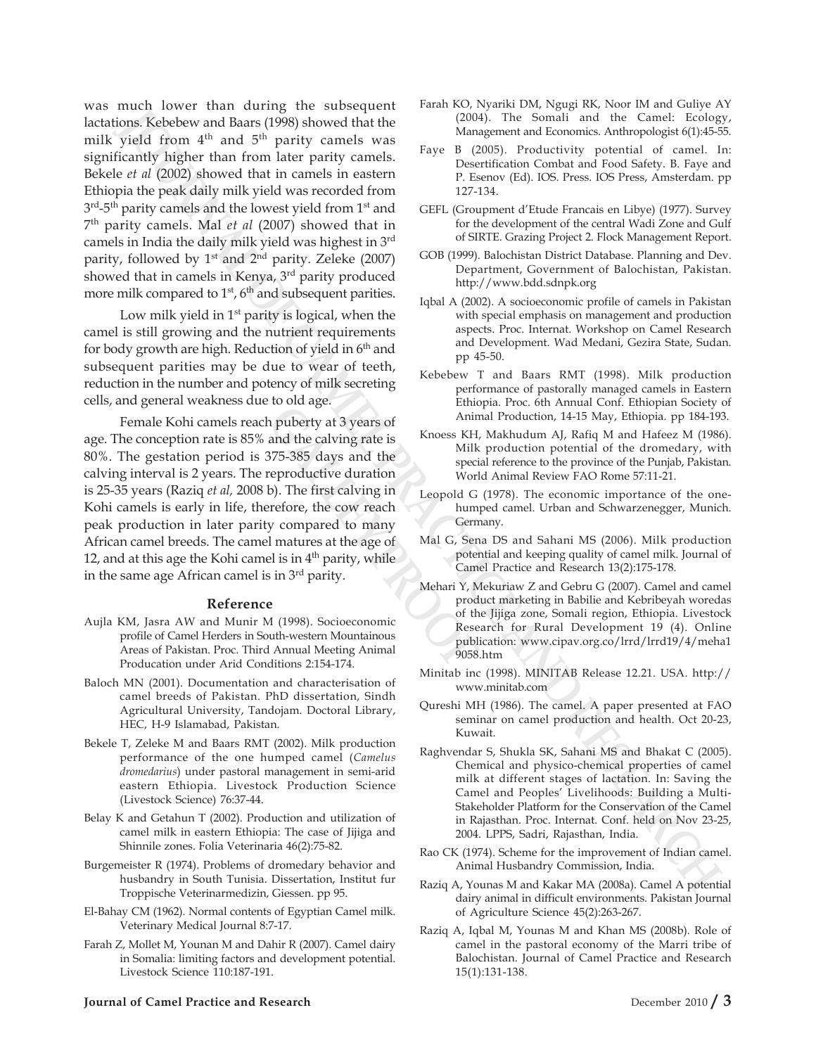was much lower than during the subsequent lactations. Kebebew and Baars (1998) showed that the milk yield from 4th and 5th parity camels was significantly higher than from later parity camels. Bekele *et al* (2002) showed that in camels in eastern Ethiopia the peak daily milk yield was recorded from 3rd-5th parity camels and the lowest yield from 1st and 7th parity camels. Mal *et al* (2007) showed that in camels in India the daily milk yield was highest in 3rd parity, followed by 1st and 2nd parity. Zeleke (2007) showed that in camels in Kenya, 3rd parity produced more milk compared to 1st, 6th and subsequent parities.

Low milk yield in 1st parity is logical, when the camel is still growing and the nutrient requirements for body growth are high. Reduction of yield in 6th and subsequent parities may be due to wear of teeth, reduction in the number and potency of milk secreting cells, and general weakness due to old age.

Female Kohi camels reach puberty at 3 years of age. The conception rate is 85% and the calving rate is 80%. The gestation period is 375-385 days and the calving interval is 2 years. The reproductive duration is 25-35 years (Raziq *et al,* 2008 b). The first calving in Kohi camels is early in life, therefore, the cow reach peak production in later parity compared to many African camel breeds. The camel matures at the age of 12, and at this age the Kohi camel is in 4th parity, while in the same age African camel is in 3rd parity.

## Reference

Aujla KM, Jasra AW and Munir M (1998). Socioeconomic profile of Camel Herders in South-western Mountainous Areas of Pakistan. Proc. Third Annual Meeting Animal Producation under Arid Conditions 2:154-174.

Baloch MN (2001). Documentation and characterisation of camel breeds of Pakistan. PhD dissertation, Sindh Agricultural University, Tandojam. Doctoral Library, HEC, H-9 Islamabad, Pakistan.

Bekele T, Zeleke M and Baars RMT (2002). Milk production performance of the one humped camel (*Camelus dromedarius*) under pastoral management in semi-arid eastern Ethiopia. Livestock Production Science (Livestock Science) 76:37-44.

Belay K and Getahun T (2002). Production and utilization of camel milk in eastern Ethiopia: The case of Jijiga and Shinnile zones. Folia Veterinaria 46(2):75-82.

Burgemeister R (1974). Problems of dromedary behavior and husbandry in South Tunisia. Dissertation, Institut fur Troppische Veterinarmedizin, Giessen. pp 95.

El-Bahay CM (1962). Normal contents of Egyptian Camel milk. Veterinary Medical Journal 8:7-17.

Farah Z, Mollet M, Younan M and Dahir R (2007). Camel dairy in Somalia: limiting factors and development potential. Livestock Science 110:187-191.

Farah KO, Nyariki DM, Ngugi RK, Noor IM and Guliye AY (2004). The Somali and the Camel: Ecology, Management and Economics. Anthropologist 6(1):45-55.

Faye B (2005). Productivity potential of camel. In: Desertification Combat and Food Safety. B. Faye and P. Esenov (Ed). IOS. Press. IOS Press, Amsterdam. pp 127-134.

GEFL (Groupment d'Etude Francais en Libye) (1977). Survey for the development of the central Wadi Zone and Gulf of SIRTE. Grazing Project 2. Flock Management Report.

GOB (1999). Balochistan District Database. Planning and Dev. Department, Government of Balochistan, Pakistan. http://www.bdd.sdnpk.org

Iqbal A (2002). A socioeconomic profile of camels in Pakistan with special emphasis on management and production aspects. Proc. Internat. Workshop on Camel Research and Development. Wad Medani, Gezira State, Sudan. pp 45-50.

Kebebew T and Baars RMT (1998). Milk production performance of pastorally managed camels in Eastern Ethiopia. Proc. 6th Annual Conf. Ethiopian Society of Animal Production, 14-15 May, Ethiopia. pp 184-193.

Knoess KH, Makhudum AJ, Rafiq M and Hafeez M (1986). Milk production potential of the dromedary, with special reference to the province of the Punjab, Pakistan. World Animal Review FAO Rome 57:11-21.

Leopold G (1978). The economic importance of the one-humped camel. Urban and Schwarzenegger, Munich. Germany.

Mal G, Sena DS and Sahani MS (2006). Milk production potential and keeping quality of camel milk. Journal of Camel Practice and Research 13(2):175-178.

Mehari Y, Mekuriaw Z and Gebru G (2007). Camel and camel product marketing in Babilie and Kebribeyah woredas of the Jijiga zone, Somali region, Ethiopia. Livestock Research for Rural Development 19 (4). Online publication: www.cipav.org.co/lrrd/lrrd19/4/meha19058.htm

Minitab inc (1998). MINITAB Release 12.21. USA. http://www.minitab.com

Qureshi MH (1986). The camel. A paper presented at FAO seminar on camel production and health. Oct 20-23, Kuwait.

Raghvendar S, Shukla SK, Sahani MS and Bhakat C (2005). Chemical and physico-chemical properties of camel milk at different stages of lactation. In: Saving the Camel and Peoples' Livelihoods: Building a Multi-Stakeholder Platform for the Conservation of the Camel in Rajasthan. Proc. Internat. Conf. held on Nov 23-25, 2004. LPPS, Sadri, Rajasthan, India.

Rao CK (1974). Scheme for the improvement of Indian camel. Animal Husbandry Commission, India.

Raziq A, Younas M and Kakar MA (2008a). Camel A potential dairy animal in difficult environments. Pakistan Journal of Agriculture Science 45(2):263-267.

Raziq A, Iqbal M, Younas M and Khan MS (2008b). Role of camel in the pastoral economy of the Marri tribe of Balochistan. Journal of Camel Practice and Research 15(1):131-138.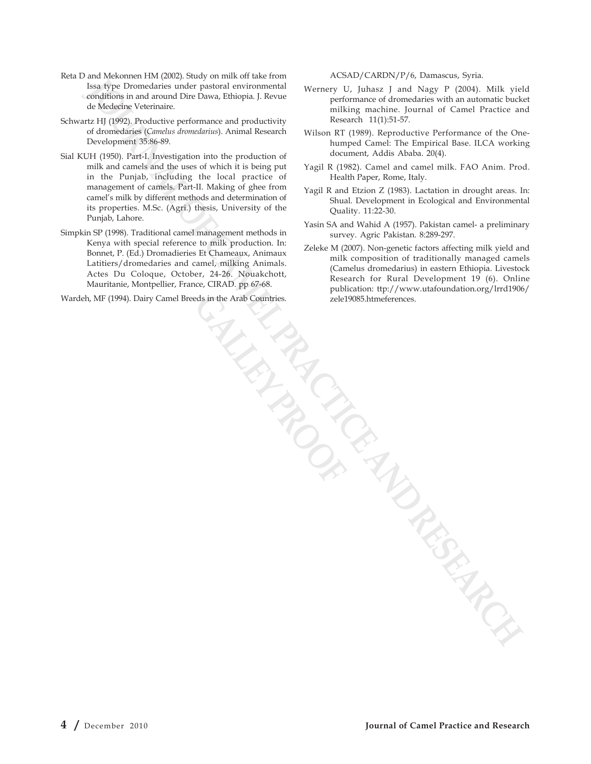Reta D and Mekonnen HM (2002). Study on milk off take from Issa type Dromedaries under pastoral environmental conditions in and around Dire Dawa, Ethiopia. J. Revue de Medecine Veterinaire.

Schwartz HJ (1992). Productive performance and productivity of dromedaries (*Camelus dromedarius*). Animal Research Development 35:86-89.

Sial KUH (1950). Part-I. Investigation into the production of milk and camels and the uses of which it is being put in the Punjab, including the local practice of management of camels. Part-II. Making of ghee from camel's milk by different methods and determination of its properties. M.Sc. (Agri.) thesis, University of the Punjab, Lahore.

Simpkin SP (1998). Traditional camel management methods in Kenya with special reference to milk production. In: Bonnet, P. (Ed.) Dromadieries Et Chameaux, Animaux Latitiers/dromedaries and camel, milking Animals. Actes Du Coloque, October, 24-26. Nouakchott, Mauritanie, Montpellier, France, CIRAD. pp 67-68.

Wardeh, MF (1994). Dairy Camel Breeds in the Arab Countries. ACSAD/CARDN/P/6, Damascus, Syria.

Wernery U, Juhasz J and Nagy P (2004). Milk yield performance of dromedaries with an automatic bucket milking machine. Journal of Camel Practice and Research 11(1):51-57.

Wilson RT (1989). Reproductive Performance of the One-humped Camel: The Empirical Base. ILCA working document, Addis Ababa. 20(4).

Yagil R (1982). Camel and camel milk. FAO Anim. Prod. Health Paper, Rome, Italy.

Yagil R and Etzion Z (1983). Lactation in drought areas. In: Shual. Development in Ecological and Environmental Quality. 11:22-30.

Yasin SA and Wahid A (1957). Pakistan camel- a preliminary survey. Agric Pakistan. 8:289-297.

Zeleke M (2007). Non-genetic factors affecting milk yield and milk composition of traditionally managed camels (Camelus dromedarius) in eastern Ethiopia. Livestock Research for Rural Development 19 (6). Online publication: ttp://www.utafoundation.org/lrrd1906/zele19085.htmeferences.